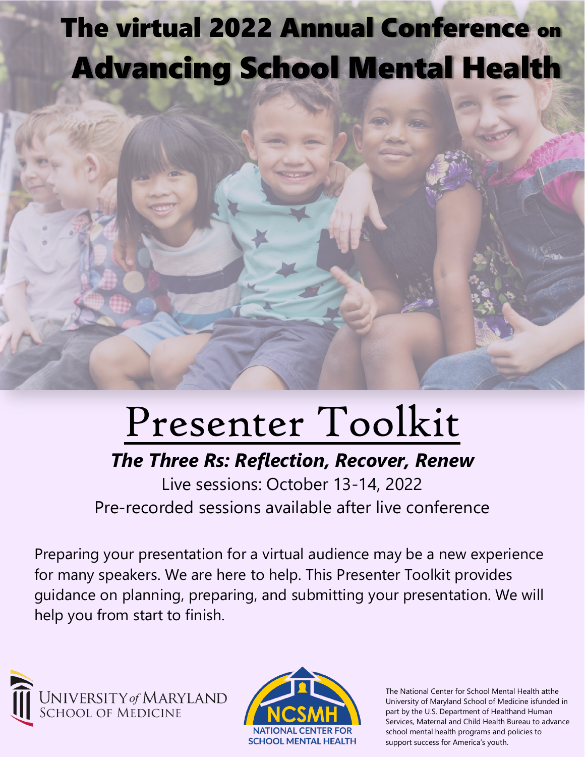# The virtual 2022 Annual Conference on Advancing School Mental Health

# Presenter Toolkit

***The Three Rs: Reflection, Recover, Renew***

Live sessions: October 13-14, 2022

Pre-recorded sessions available after live conference

Preparing your presentation for a virtual audience may be a new experience for many speakers. We are here to help. This Presenter Toolkit provides guidance on planning, preparing, and submitting your presentation. We will help you from start to finish.

UNIVERSITY *of* MARYLAND SCHOOL OF MEDICINE

NCSMH NATIONAL CENTER FOR SCHOOL MENTAL HEALTH

The National Center for School Mental Health atthe University of Maryland School of Medicine isfunded in part by the U.S. Department of Healthand Human Services, Maternal and Child Health Bureau to advance school mental health programs and policies to support success for America's youth.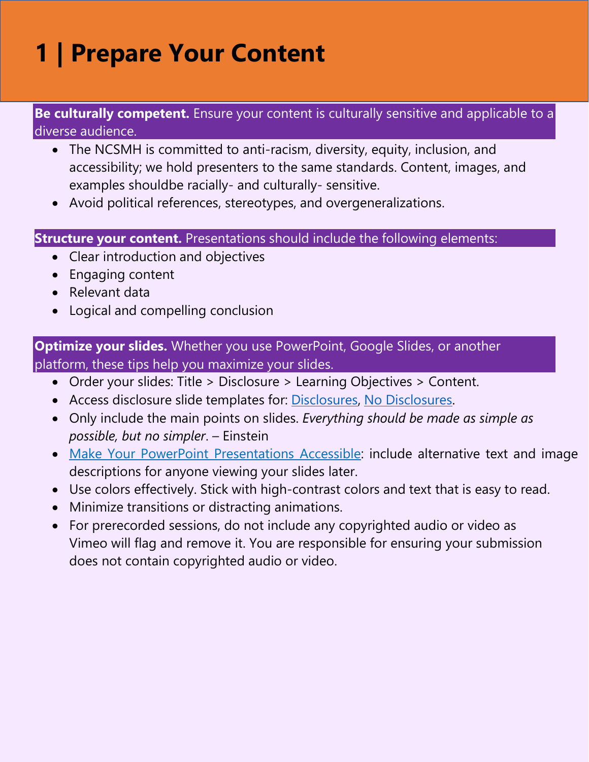# 1 | Prepare Your Content

**Be culturally competent.** Ensure your content is culturally sensitive and applicable to a diverse audience.

- The NCSMH is committed to anti-racism, diversity, equity, inclusion, and accessibility; we hold presenters to the same standards. Content, images, and examples shouldbe racially- and culturally- sensitive.
- Avoid political references, stereotypes, and overgeneralizations.

**Structure your content.** Presentations should include the following elements:

- Clear introduction and objectives
- Engaging content
- Relevant data
- Logical and compelling conclusion

**Optimize your slides.** Whether you use PowerPoint, Google Slides, or another platform, these tips help you maximize your slides.

- Order your slides: Title > Disclosure > Learning Objectives > Content.
- Access disclosure slide templates for: Disclosures, No Disclosures.
- Only include the main points on slides. *Everything should be made as simple as possible, but no simpler*. – Einstein
- Make Your PowerPoint Presentations Accessible: include alternative text and image descriptions for anyone viewing your slides later.
- Use colors effectively. Stick with high-contrast colors and text that is easy to read.
- Minimize transitions or distracting animations.
- For prerecorded sessions, do not include any copyrighted audio or video as Vimeo will flag and remove it. You are responsible for ensuring your submission does not contain copyrighted audio or video.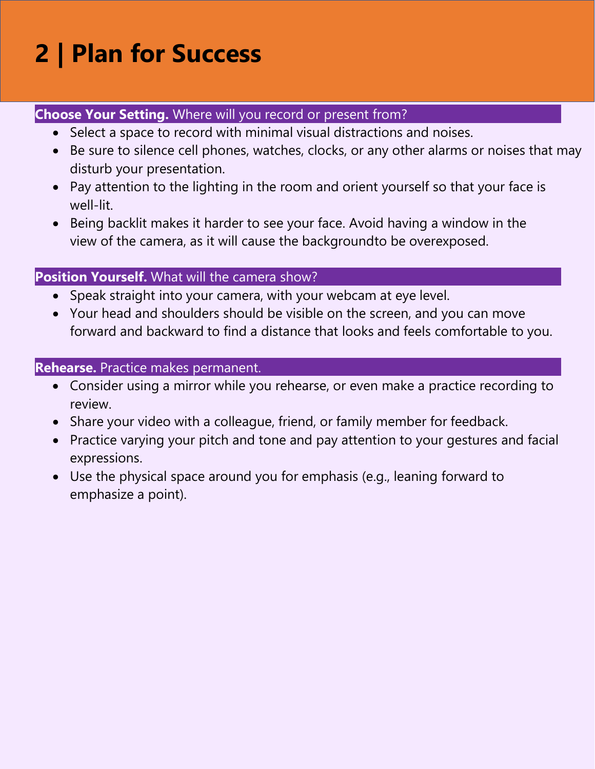# 2 | Plan for Success

**Choose Your Setting.** Where will you record or present from?

- Select a space to record with minimal visual distractions and noises.
- Be sure to silence cell phones, watches, clocks, or any other alarms or noises that may disturb your presentation.
- Pay attention to the lighting in the room and orient yourself so that your face is well-lit.
- Being backlit makes it harder to see your face. Avoid having a window in the view of the camera, as it will cause the backgroundto be overexposed.

**Position Yourself.** What will the camera show?

- Speak straight into your camera, with your webcam at eye level.
- Your head and shoulders should be visible on the screen, and you can move forward and backward to find a distance that looks and feels comfortable to you.

**Rehearse.** Practice makes permanent.

- Consider using a mirror while you rehearse, or even make a practice recording to review.
- Share your video with a colleague, friend, or family member for feedback.
- Practice varying your pitch and tone and pay attention to your gestures and facial expressions.
- Use the physical space around you for emphasis (e.g., leaning forward to emphasize a point).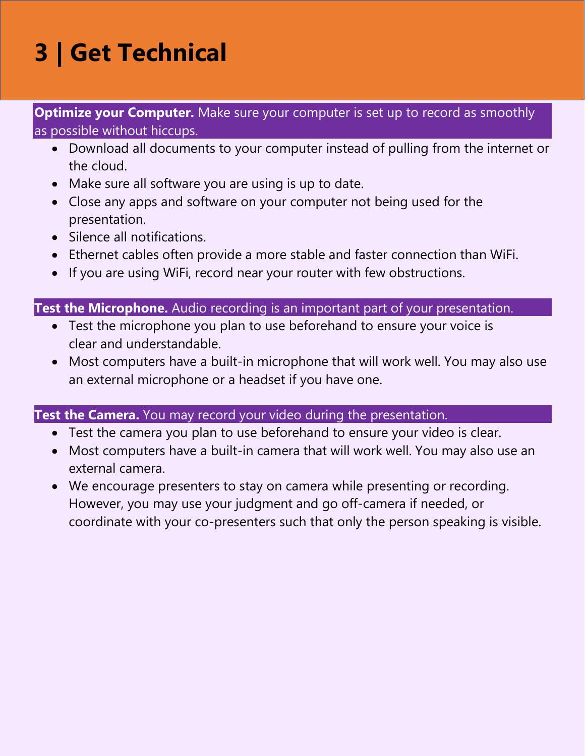# 3 | Get Technical

**Optimize your Computer.** Make sure your computer is set up to record as smoothly as possible without hiccups.

- Download all documents to your computer instead of pulling from the internet or the cloud.
- Make sure all software you are using is up to date.
- Close any apps and software on your computer not being used for the presentation.
- Silence all notifications.
- Ethernet cables often provide a more stable and faster connection than WiFi.
- If you are using WiFi, record near your router with few obstructions.

**Test the Microphone.** Audio recording is an important part of your presentation.

- Test the microphone you plan to use beforehand to ensure your voice is clear and understandable.
- Most computers have a built-in microphone that will work well. You may also use an external microphone or a headset if you have one.

**Test the Camera.** You may record your video during the presentation.

- Test the camera you plan to use beforehand to ensure your video is clear.
- Most computers have a built-in camera that will work well. You may also use an external camera.
- We encourage presenters to stay on camera while presenting or recording. However, you may use your judgment and go off-camera if needed, or coordinate with your co-presenters such that only the person speaking is visible.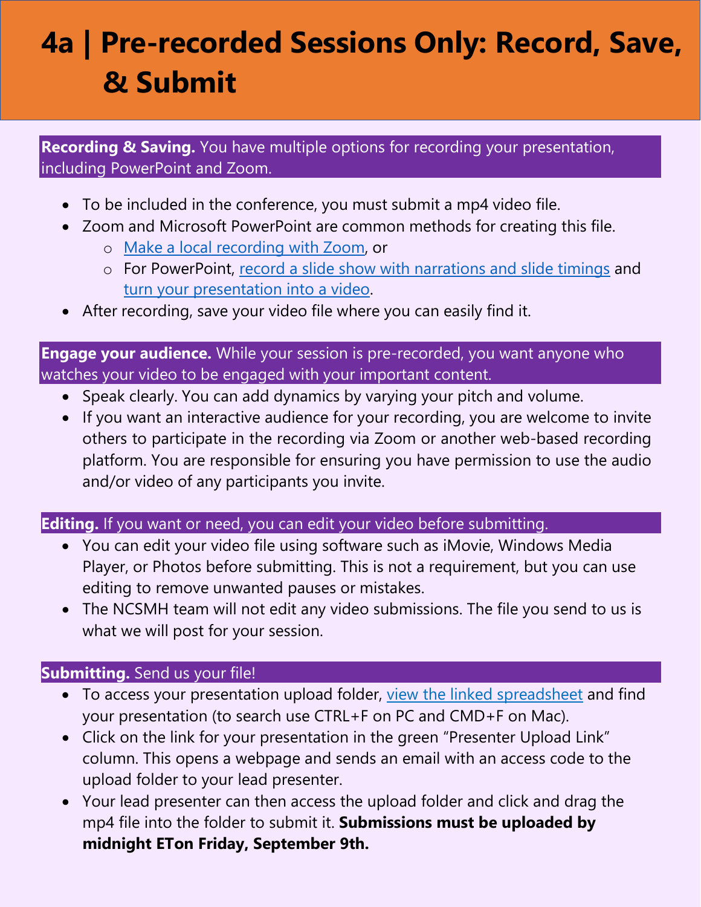# 4a | Pre-recorded Sessions Only: Record, Save, & Submit

**Recording & Saving.** You have multiple options for recording your presentation, including PowerPoint and Zoom.

- To be included in the conference, you must submit a mp4 video file.
- Zoom and Microsoft PowerPoint are common methods for creating this file.
  - Make a local recording with Zoom, or
  - For PowerPoint, record a slide show with narrations and slide timings and turn your presentation into a video.
- After recording, save your video file where you can easily find it.

**Engage your audience.** While your session is pre-recorded, you want anyone who watches your video to be engaged with your important content.

- Speak clearly. You can add dynamics by varying your pitch and volume.
- If you want an interactive audience for your recording, you are welcome to invite others to participate in the recording via Zoom or another web-based recording platform. You are responsible for ensuring you have permission to use the audio and/or video of any participants you invite.

**Editing.** If you want or need, you can edit your video before submitting.

- You can edit your video file using software such as iMovie, Windows Media Player, or Photos before submitting. This is not a requirement, but you can use editing to remove unwanted pauses or mistakes.
- The NCSMH team will not edit any video submissions. The file you send to us is what we will post for your session.

**Submitting.** Send us your file!

- To access your presentation upload folder, view the linked spreadsheet and find your presentation (to search use CTRL+F on PC and CMD+F on Mac).
- Click on the link for your presentation in the green "Presenter Upload Link" column. This opens a webpage and sends an email with an access code to the upload folder to your lead presenter.
- Your lead presenter can then access the upload folder and click and drag the mp4 file into the folder to submit it. **Submissions must be uploaded by midnight ETon Friday, September 9th.**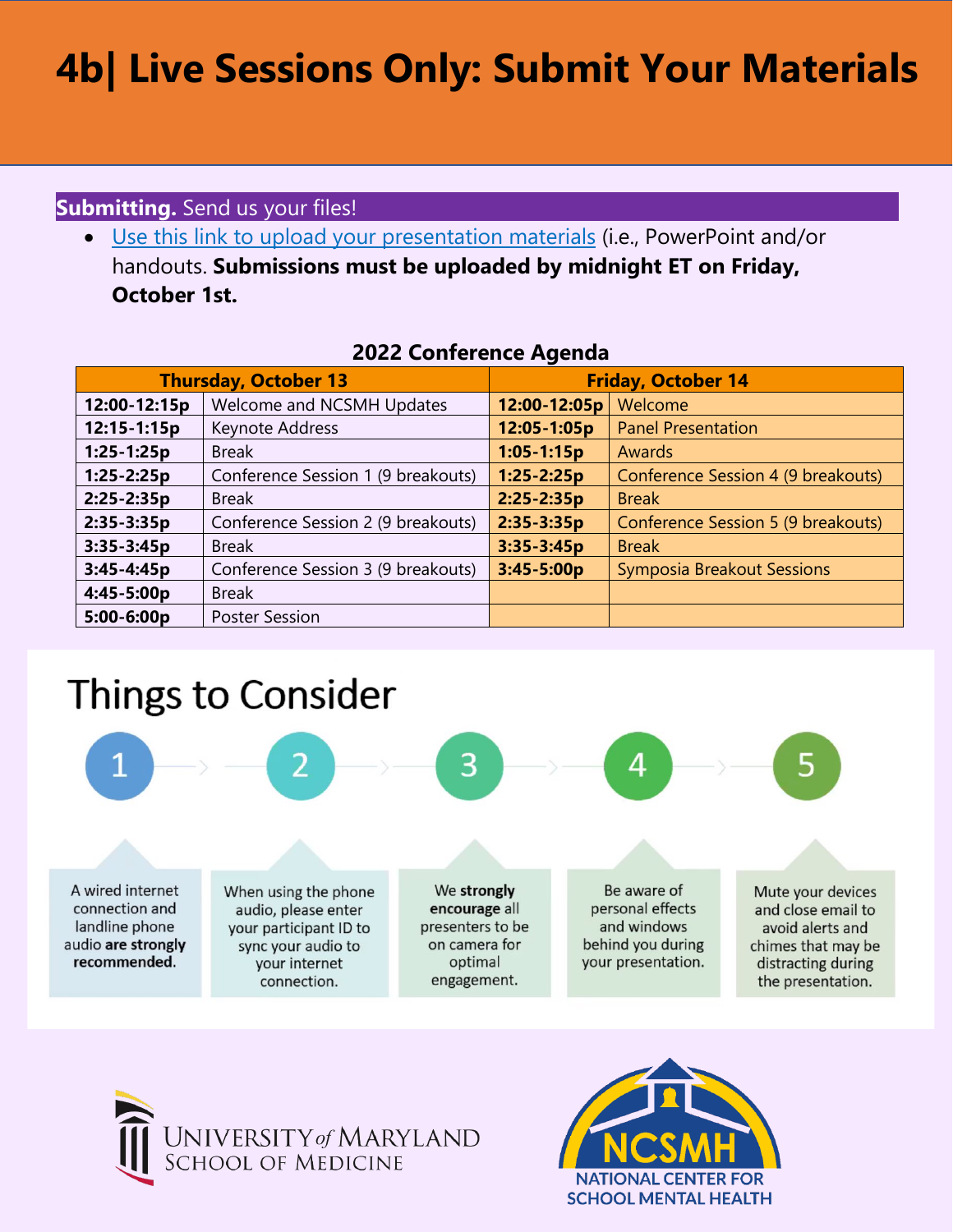# 4b| Live Sessions Only: Submit Your Materials

**Submitting.** Send us your files!

- Use this link to upload your presentation materials (i.e., PowerPoint and/or handouts. **Submissions must be uploaded by midnight ET on Friday, October 1st.**

**2022 Conference Agenda**

| Thursday, October 13 | | Friday, October 14 | |
|---|---|---|---|
| **12:00-12:15p** | Welcome and NCSMH Updates | **12:00-12:05p** | Welcome |
| **12:15-1:15p** | Keynote Address | **12:05-1:05p** | Panel Presentation |
| **1:25-1:25p** | Break | **1:05-1:15p** | Awards |
| **1:25-2:25p** | Conference Session 1 (9 breakouts) | **1:25-2:25p** | Conference Session 4 (9 breakouts) |
| **2:25-2:35p** | Break | **2:25-2:35p** | Break |
| **2:35-3:35p** | Conference Session 2 (9 breakouts) | **2:35-3:35p** | Conference Session 5 (9 breakouts) |
| **3:35-3:45p** | Break | **3:35-3:45p** | Break |
| **3:45-4:45p** | Conference Session 3 (9 breakouts) | **3:45-5:00p** | Symposia Breakout Sessions |
| **4:45-5:00p** | Break | | |
| **5:00-6:00p** | Poster Session | | |

## Things to Consider

1. A wired internet connection and landline phone audio **are strongly recommended.**
2. When using the phone audio, please enter your participant ID to sync your audio to your internet connection.
3. We **strongly encourage** all presenters to be on camera for optimal engagement.
4. Be aware of personal effects and windows behind you during your presentation.
5. Mute your devices and close email to avoid alerts and chimes that may be distracting during the presentation.

University of Maryland School of Medicine

NCSMH National Center for School Mental Health